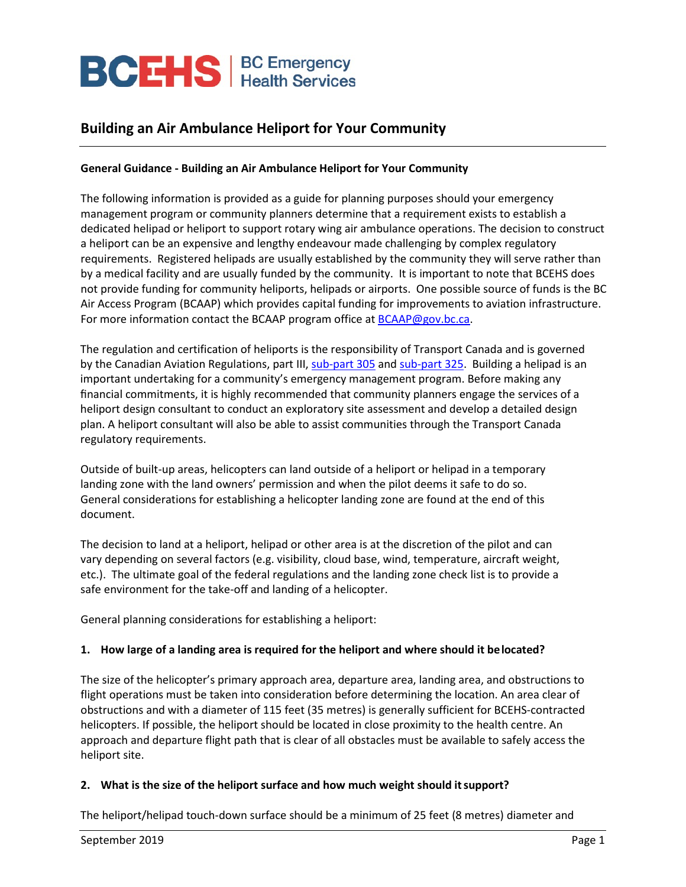# Building an Air Ambulance Heliport for Your Community

**General Guidance - Building an Air Ambulance Heliport for Your Community**

The following information is provided as a guide for planning purposes should your emergency management program or community planners determine that a requirement exists to establish a dedicated helipad or heliport to support rotary wing air ambulance operations. The decision to construct a heliport can be an expensive and lengthy endeavour made challenging by complex regulatory requirements. Registered helipads are usually established by the community they will serve rather than by a medical facility and are usually funded by the community. It is important to note that BCEHS does not provide funding for community heliports, helipads or airports. One possible source of funds is the BC Air Access Program (BCAAP) which provides capital funding for improvements to aviation infrastructure. For more information contact the BCAAP program office at BCAAP@gov.bc.ca.

The regulation and certification of heliports is the responsibility of Transport Canada and is governed by the Canadian Aviation Regulations, part III, sub-part 305 and sub-part 325. Building a helipad is an important undertaking for a community's emergency management program. Before making any financial commitments, it is highly recommended that community planners engage the services of a heliport design consultant to conduct an exploratory site assessment and develop a detailed design plan. A heliport consultant will also be able to assist communities through the Transport Canada regulatory requirements.

Outside of built-up areas, helicopters can land outside of a heliport or helipad in a temporary landing zone with the land owners' permission and when the pilot deems it safe to do so. General considerations for establishing a helicopter landing zone are found at the end of this document.

The decision to land at a heliport, helipad or other area is at the discretion of the pilot and can vary depending on several factors (e.g. visibility, cloud base, wind, temperature, aircraft weight, etc.). The ultimate goal of the federal regulations and the landing zone check list is to provide a safe environment for the take-off and landing of a helicopter.

General planning considerations for establishing a heliport:

**1. How large of a landing area is required for the heliport and where should it be located?**

The size of the helicopter's primary approach area, departure area, landing area, and obstructions to flight operations must be taken into consideration before determining the location. An area clear of obstructions and with a diameter of 115 feet (35 metres) is generally sufficient for BCEHS-contracted helicopters. If possible, the heliport should be located in close proximity to the health centre. An approach and departure flight path that is clear of all obstacles must be available to safely access the heliport site.

**2. What is the size of the heliport surface and how much weight should it support?**

The heliport/helipad touch-down surface should be a minimum of 25 feet (8 metres) diameter and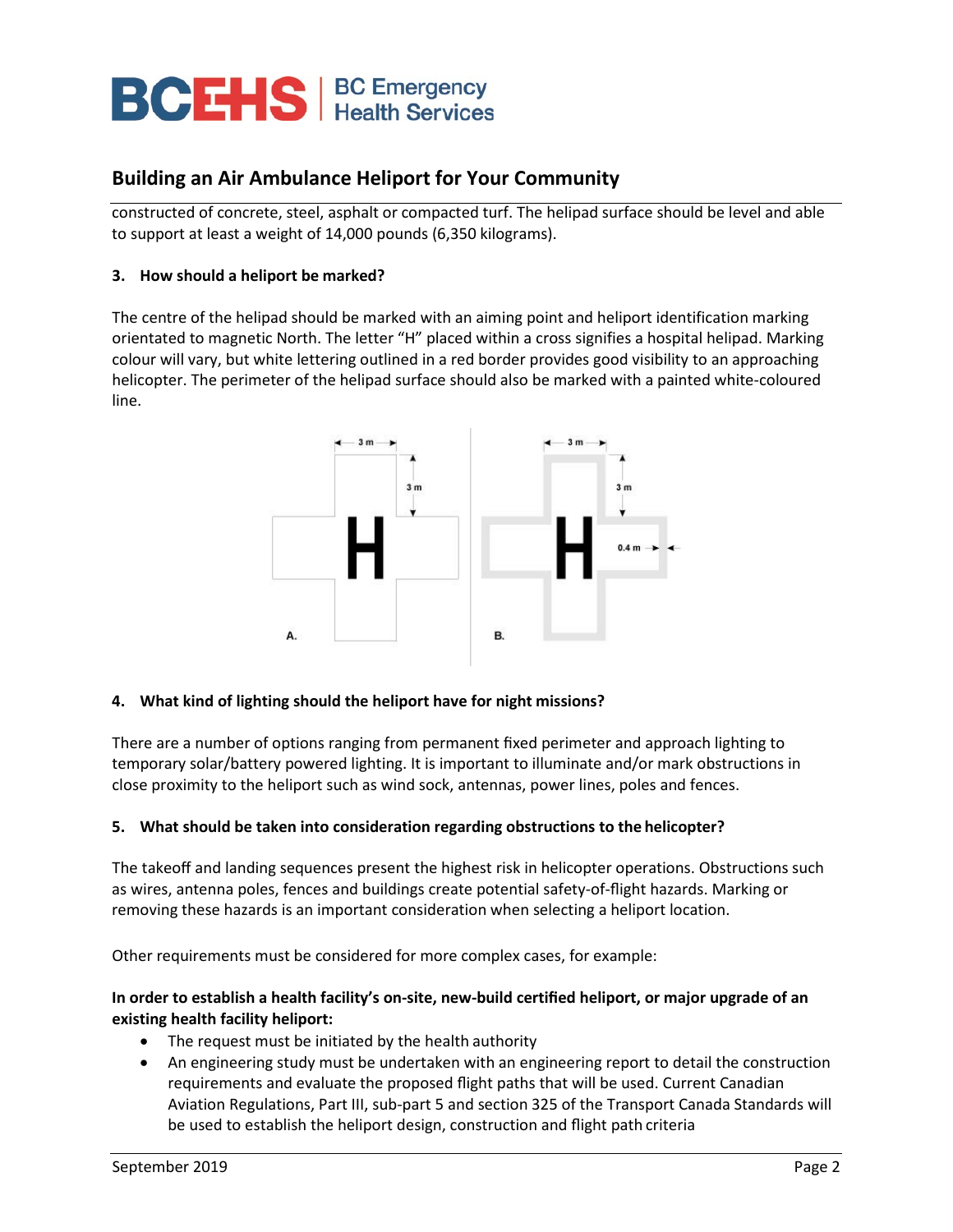constructed of concrete, steel, asphalt or compacted turf. The helipad surface should be level and able to support at least a weight of 14,000 pounds (6,350 kilograms).

**3. How should a heliport be marked?**

The centre of the helipad should be marked with an aiming point and heliport identification marking orientated to magnetic North. The letter "H" placed within a cross signifies a hospital helipad. Marking colour will vary, but white lettering outlined in a red border provides good visibility to an approaching helicopter. The perimeter of the helipad surface should also be marked with a painted white-coloured line.

**4. What kind of lighting should the heliport have for night missions?**

There are a number of options ranging from permanent fixed perimeter and approach lighting to temporary solar/battery powered lighting. It is important to illuminate and/or mark obstructions in close proximity to the heliport such as wind sock, antennas, power lines, poles and fences.

**5. What should be taken into consideration regarding obstructions to the helicopter?**

The takeoff and landing sequences present the highest risk in helicopter operations. Obstructions such as wires, antenna poles, fences and buildings create potential safety-of-flight hazards. Marking or removing these hazards is an important consideration when selecting a heliport location.

Other requirements must be considered for more complex cases, for example:

**In order to establish a health facility's on-site, new-build certified heliport, or major upgrade of an existing health facility heliport:**

- The request must be initiated by the health authority
- An engineering study must be undertaken with an engineering report to detail the construction requirements and evaluate the proposed flight paths that will be used. Current Canadian Aviation Regulations, Part III, sub-part 5 and section 325 of the Transport Canada Standards will be used to establish the heliport design, construction and flight path criteria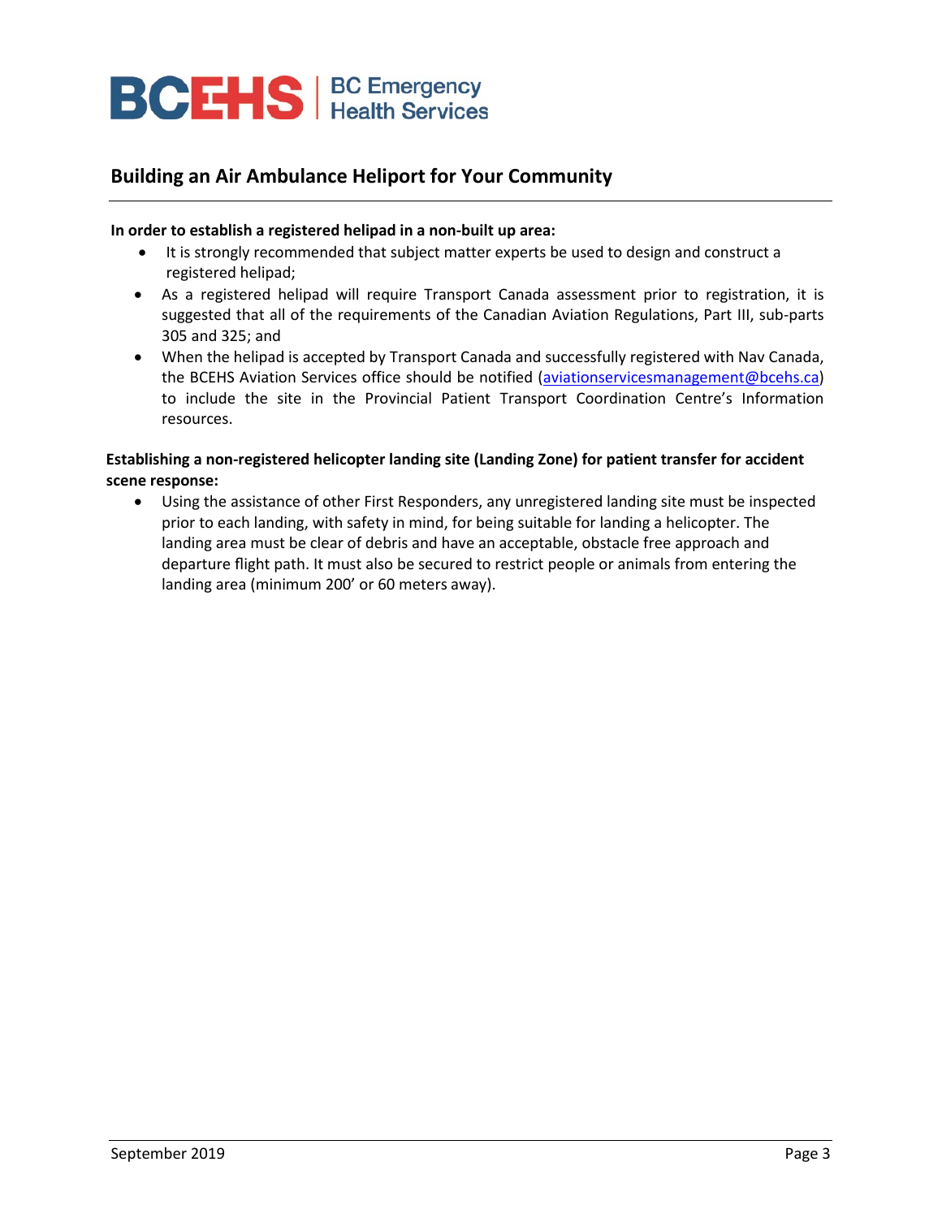## Building an Air Ambulance Heliport for Your Community

**In order to establish a registered helipad in a non-built up area:**

- It is strongly recommended that subject matter experts be used to design and construct a registered helipad;
- As a registered helipad will require Transport Canada assessment prior to registration, it is suggested that all of the requirements of the Canadian Aviation Regulations, Part III, sub-parts 305 and 325; and
- When the helipad is accepted by Transport Canada and successfully registered with Nav Canada, the BCEHS Aviation Services office should be notified (aviationservicesmanagement@bcehs.ca) to include the site in the Provincial Patient Transport Coordination Centre's Information resources.

**Establishing a non-registered helicopter landing site (Landing Zone) for patient transfer for accident scene response:**

- Using the assistance of other First Responders, any unregistered landing site must be inspected prior to each landing, with safety in mind, for being suitable for landing a helicopter. The landing area must be clear of debris and have an acceptable, obstacle free approach and departure flight path. It must also be secured to restrict people or animals from entering the landing area (minimum 200' or 60 meters away).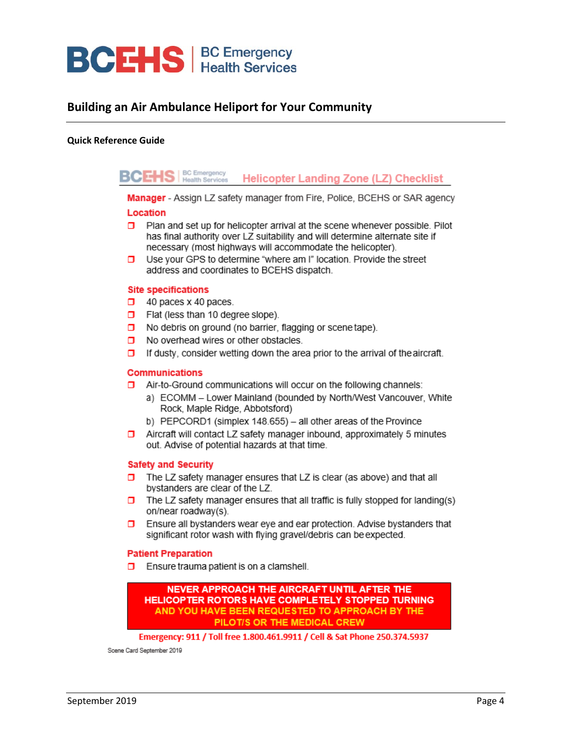BCEHS | BC Emergency Health Services

## Building an Air Ambulance Heliport for Your Community

**Quick Reference Guide**

BCEHS | BC Emergency Health Services **Helicopter Landing Zone (LZ) Checklist**

**Manager** - Assign LZ safety manager from Fire, Police, BCEHS or SAR agency

**Location**

- ❐ Plan and set up for helicopter arrival at the scene whenever possible. Pilot has final authority over LZ suitability and will determine alternate site if necessary (most highways will accommodate the helicopter).
- ❐ Use your GPS to determine "where am I" location. Provide the street address and coordinates to BCEHS dispatch.

**Site specifications**

- ❐ 40 paces x 40 paces.
- ❐ Flat (less than 10 degree slope).
- ❐ No debris on ground (no barrier, flagging or scene tape).
- ❐ No overhead wires or other obstacles.
- ❐ If dusty, consider wetting down the area prior to the arrival of the aircraft.

**Communications**

- ❐ Air-to-Ground communications will occur on the following channels:
  - a) ECOMM – Lower Mainland (bounded by North/West Vancouver, White Rock, Maple Ridge, Abbotsford)
  - b) PEPCORD1 (simplex 148.655) – all other areas of the Province
- ❐ Aircraft will contact LZ safety manager inbound, approximately 5 minutes out. Advise of potential hazards at that time.

**Safety and Security**

- ❐ The LZ safety manager ensures that LZ is clear (as above) and that all bystanders are clear of the LZ.
- ❐ The LZ safety manager ensures that all traffic is fully stopped for landing(s) on/near roadway(s).
- ❐ Ensure all bystanders wear eye and ear protection. Advise bystanders that significant rotor wash with flying gravel/debris can be expected.

**Patient Preparation**

- ❐ Ensure trauma patient is on a clamshell.

**NEVER APPROACH THE AIRCRAFT UNTIL AFTER THE HELICOPTER ROTORS HAVE COMPLETELY STOPPED TURNING AND YOU HAVE BEEN REQUESTED TO APPROACH BY THE PILOT/S OR THE MEDICAL CREW**

**Emergency: 911 / Toll free 1.800.461.9911 / Cell & Sat Phone 250.374.5937**

Scene Card September 2019